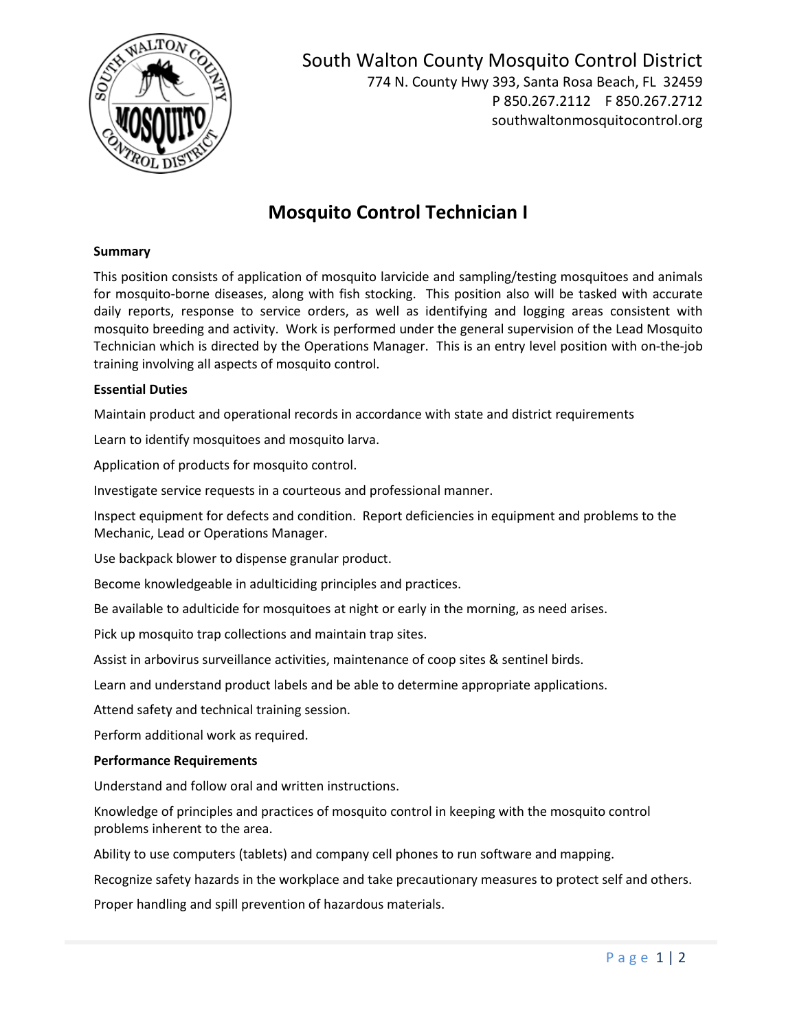South Walton County Mosquito Control District
774 N. County Hwy 393, Santa Rosa Beach, FL 32459
P 850.267.2112 F 850.267.2712
southwaltonmosquitocontrol.org

# Mosquito Control Technician I

**Summary**

This position consists of application of mosquito larvicide and sampling/testing mosquitoes and animals for mosquito-borne diseases, along with fish stocking. This position also will be tasked with accurate daily reports, response to service orders, as well as identifying and logging areas consistent with mosquito breeding and activity. Work is performed under the general supervision of the Lead Mosquito Technician which is directed by the Operations Manager. This is an entry level position with on-the-job training involving all aspects of mosquito control.

**Essential Duties**

Maintain product and operational records in accordance with state and district requirements

Learn to identify mosquitoes and mosquito larva.

Application of products for mosquito control.

Investigate service requests in a courteous and professional manner.

Inspect equipment for defects and condition. Report deficiencies in equipment and problems to the Mechanic, Lead or Operations Manager.

Use backpack blower to dispense granular product.

Become knowledgeable in adulticiding principles and practices.

Be available to adulticide for mosquitoes at night or early in the morning, as need arises.

Pick up mosquito trap collections and maintain trap sites.

Assist in arbovirus surveillance activities, maintenance of coop sites & sentinel birds.

Learn and understand product labels and be able to determine appropriate applications.

Attend safety and technical training session.

Perform additional work as required.

**Performance Requirements**

Understand and follow oral and written instructions.

Knowledge of principles and practices of mosquito control in keeping with the mosquito control problems inherent to the area.

Ability to use computers (tablets) and company cell phones to run software and mapping.

Recognize safety hazards in the workplace and take precautionary measures to protect self and others.

Proper handling and spill prevention of hazardous materials.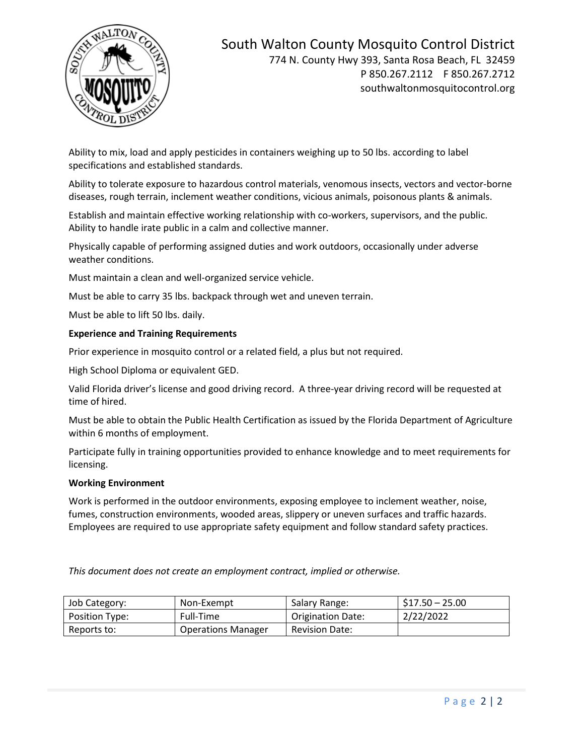Ability to mix, load and apply pesticides in containers weighing up to 50 lbs. according to label specifications and established standards.

Ability to tolerate exposure to hazardous control materials, venomous insects, vectors and vector-borne diseases, rough terrain, inclement weather conditions, vicious animals, poisonous plants & animals.

Establish and maintain effective working relationship with co-workers, supervisors, and the public. Ability to handle irate public in a calm and collective manner.

Physically capable of performing assigned duties and work outdoors, occasionally under adverse weather conditions.

Must maintain a clean and well-organized service vehicle.

Must be able to carry 35 lbs. backpack through wet and uneven terrain.

Must be able to lift 50 lbs. daily.

**Experience and Training Requirements**

Prior experience in mosquito control or a related field, a plus but not required.

High School Diploma or equivalent GED.

Valid Florida driver's license and good driving record. A three-year driving record will be requested at time of hired.

Must be able to obtain the Public Health Certification as issued by the Florida Department of Agriculture within 6 months of employment.

Participate fully in training opportunities provided to enhance knowledge and to meet requirements for licensing.

**Working Environment**

Work is performed in the outdoor environments, exposing employee to inclement weather, noise, fumes, construction environments, wooded areas, slippery or uneven surfaces and traffic hazards. Employees are required to use appropriate safety equipment and follow standard safety practices.

*This document does not create an employment contract, implied or otherwise.*

| | | | |
|---|---|---|---|
| Job Category: | Non-Exempt | Salary Range: | $17.50 – 25.00 |
| Position Type: | Full-Time | Origination Date: | 2/22/2022 |
| Reports to: | Operations Manager | Revision Date: | |